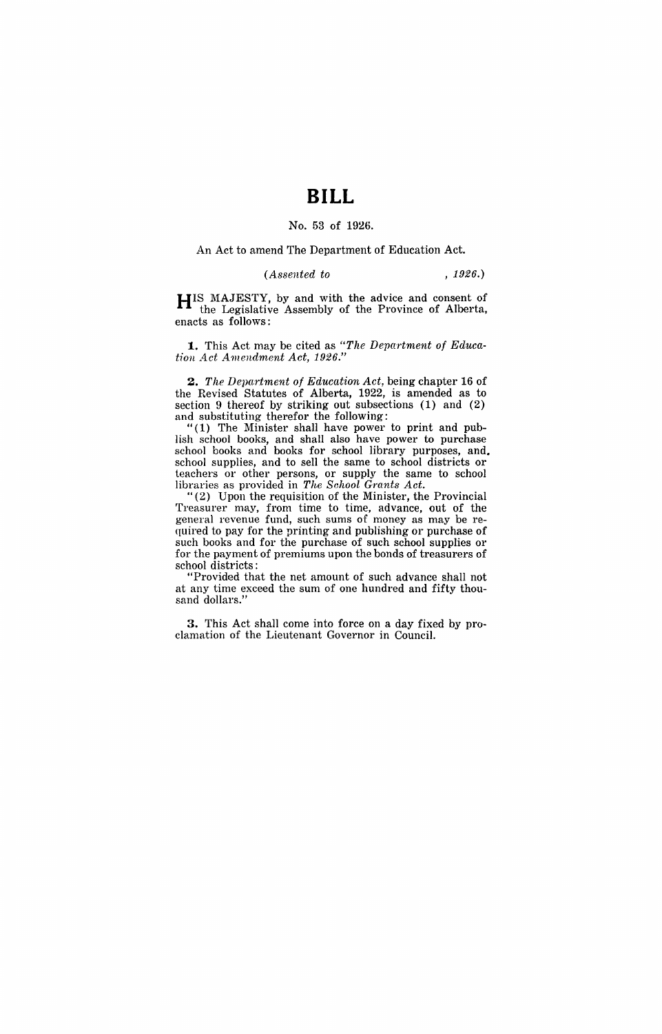# BILL

No. 53 of 1926.

An Act to amend The Department of Education Act.

*(Assented to , 1926.)*

HIS MAJESTY, by and with the advice and consent of the Legislative Assembly of the Province of Alberta, enacts as follows:

**1.** This Act may be cited as *"The Department of Education Act Amendment Act, 1926."*

**2.** *The Department of Education Act*, being chapter 16 of the Revised Statutes of Alberta, 1922, is amended as to section 9 thereof by striking out subsections (1) and (2) and substituting therefor the following:

"(1) The Minister shall have power to print and publish school books, and shall also have power to purchase school books and books for school library purposes, and, school supplies, and to sell the same to school districts or teachers or other persons, or supply the same to school libraries as provided in *The School Grants Act*.

"(2) Upon the requisition of the Minister, the Provincial Treasurer may, from time to time, advance, out of the general revenue fund, such sums of money as may be required to pay for the printing and publishing or purchase of such books and for the purchase of such school supplies or for the payment of premiums upon the bonds of treasurers of school districts:

"Provided that the net amount of such advance shall not at any time exceed the sum of one hundred and fifty thousand dollars."

**3.** This Act shall come into force on a day fixed by proclamation of the Lieutenant Governor in Council.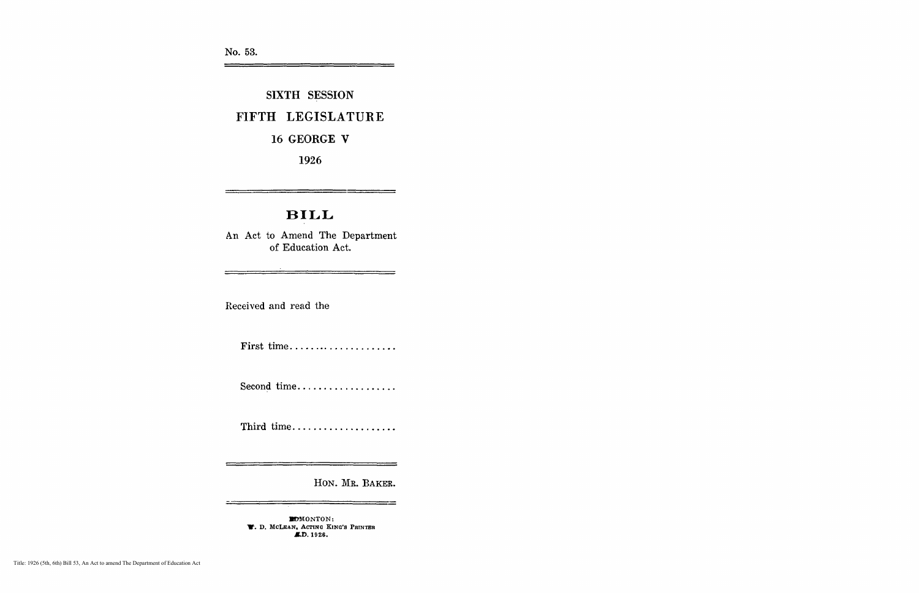No. 53.

SIXTH SESSION

FIFTH LEGISLATURE

16 GEORGE V

1926

# BILL

An Act to Amend The Department of Education Act.

Received and read the

First time....................

Second time..................

Third time...................

HON. MR. BAKER.

EDMONTON:
W. D. McLEAN, ACTING KING'S PRINTER
A.D. 1926.

Title: 1926 (5th, 6th) Bill 53, An Act to amend The Department of Education Act